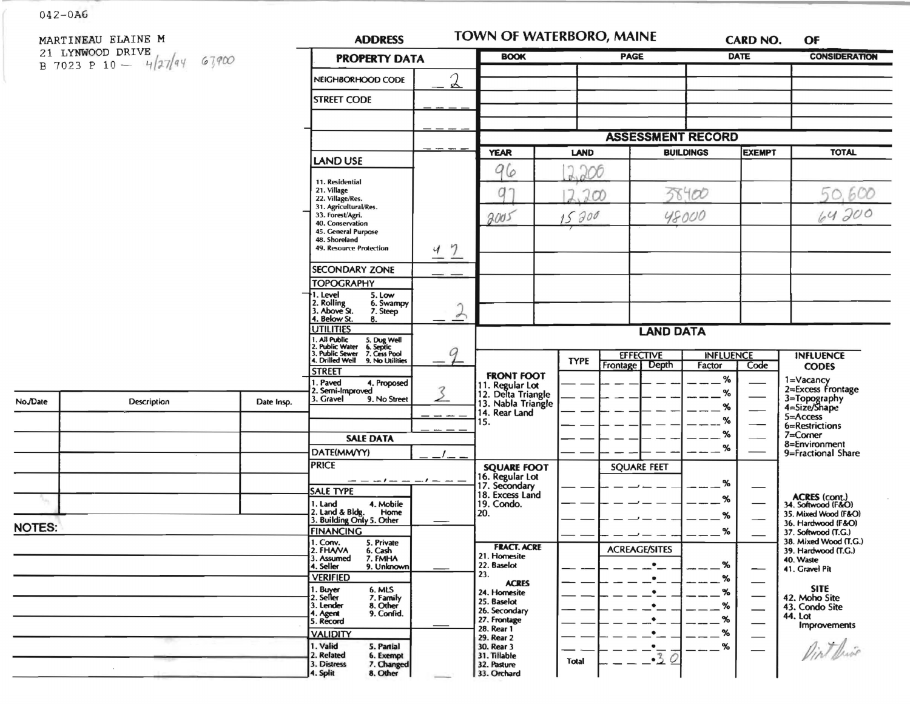042-0A6

MARTINEAU ELAINE M
21 LYNWOOD DRIVE
B 7023 P 10 — 4/27/94 67900

# TOWN OF WATERBORO, MAINE

CARD NO. OF

## ADDRESS

| PROPERTY DATA | |
|---|---|
| NEIGHBORHOOD CODE | 2 |
| STREET CODE | |
| LAND USE<br>11. Residential<br>21. Village<br>22. Village/Res.<br>31. Agricultural/Res.<br>33. Forest/Agri.<br>40. Conservation<br>45. General Purpose<br>48. Shoreland<br>49. Resource Protection | 47 |
| SECONDARY ZONE | |
| TOPOGRAPHY<br>1. Level 5. Low<br>2. Rolling 6. Swampy<br>3. Above St. 7. Steep<br>4. Below St. 8. | 2 |
| UTILITIES<br>1. All Public 5. Dug Well<br>2. Public Water 6. Septic<br>3. Public Sewer 7. Cess Pool<br>4. Drilled Well 9. No Utilities | 9 |
| STREET<br>1. Paved 4. Proposed<br>2. Semi-Improved<br>3. Gravel 9. No Street | 3 |

| BOOK | PAGE | DATE | CONSIDERATION |
|---|---|---|---|
| | | | |

## ASSESSMENT RECORD

| YEAR | LAND | BUILDINGS | EXEMPT | TOTAL |
|---|---|---|---|---|
| 96 | 12,200 | | | |
| 97 | 12,200 | 38400 | | 50,600 |
| 2005 | 15200 | 48000 | | 64200 |

## SALE DATA

DATE(MM/YY)

PRICE

SALE TYPE
1. Land 4. Mobile Home
2. Land & Bldg. 5. Other
3. Building Only

FINANCING
1. Conv. 5. Private
2. FHA/VA 6. Cash
3. Assumed 7. FMHA
4. Seller 9. Unknown

VERIFIED
1. Buyer 6. MLS
2. Seller 7. Family
3. Lender 8. Other
4. Agent 9. Confid.
5. Record

VALIDITY
1. Valid 5. Partial
2. Related 6. Exempt
3. Distress 7. Changed
4. Split 8. Other

## LAND DATA

| | TYPE | EFFECTIVE Frontage | EFFECTIVE Depth | INFLUENCE Factor | INFLUENCE Code |
|---|---|---|---|---|---|
| FRONT FOOT<br>11. Regular Lot<br>12. Delta Triangle<br>13. Nabla Triangle<br>14. Rear Land<br>15. | | | | % | |
| SQUARE FOOT<br>16. Regular Lot<br>17. Secondary<br>18. Excess Land<br>19. Condo.<br>20. | | SQUARE FEET | | % | |
| FRACT. ACRE<br>21. Homesite<br>22. Baselot<br>23.<br>ACRES<br>24. Homesite<br>25. Baselot<br>26. Secondary<br>27. Frontage<br>28. Rear 1<br>29. Rear 2<br>30. Rear 3<br>31. Tillable<br>32. Pasture<br>33. Orchard | | ACREAGE/SITES | | % | |
| | Total | .30 | | | |

INFLUENCE CODES
1=Vacancy
2=Excess Frontage
3=Topography
4=Size/Shape
5=Access
6=Restrictions
7=Corner
8=Environment
9=Fractional Share

ACRES (cont.)
34. Softwood (F&O)
35. Mixed Wood (F&O)
36. Hardwood (F&O)
37. Softwood (T.G.)
38. Mixed Wood (T.G.)
39. Hardwood (T.G.)
40. Waste
41. Gravel Pit

SITE
42. Moho Site
43. Condo Site
44. Lot
Improvements

Dirt Drive

| No./Date | Description | Date Insp. |
|---|---|---|
| | | |
| | | |
| | | |
| | | |
| | | |
| | | |

NOTES: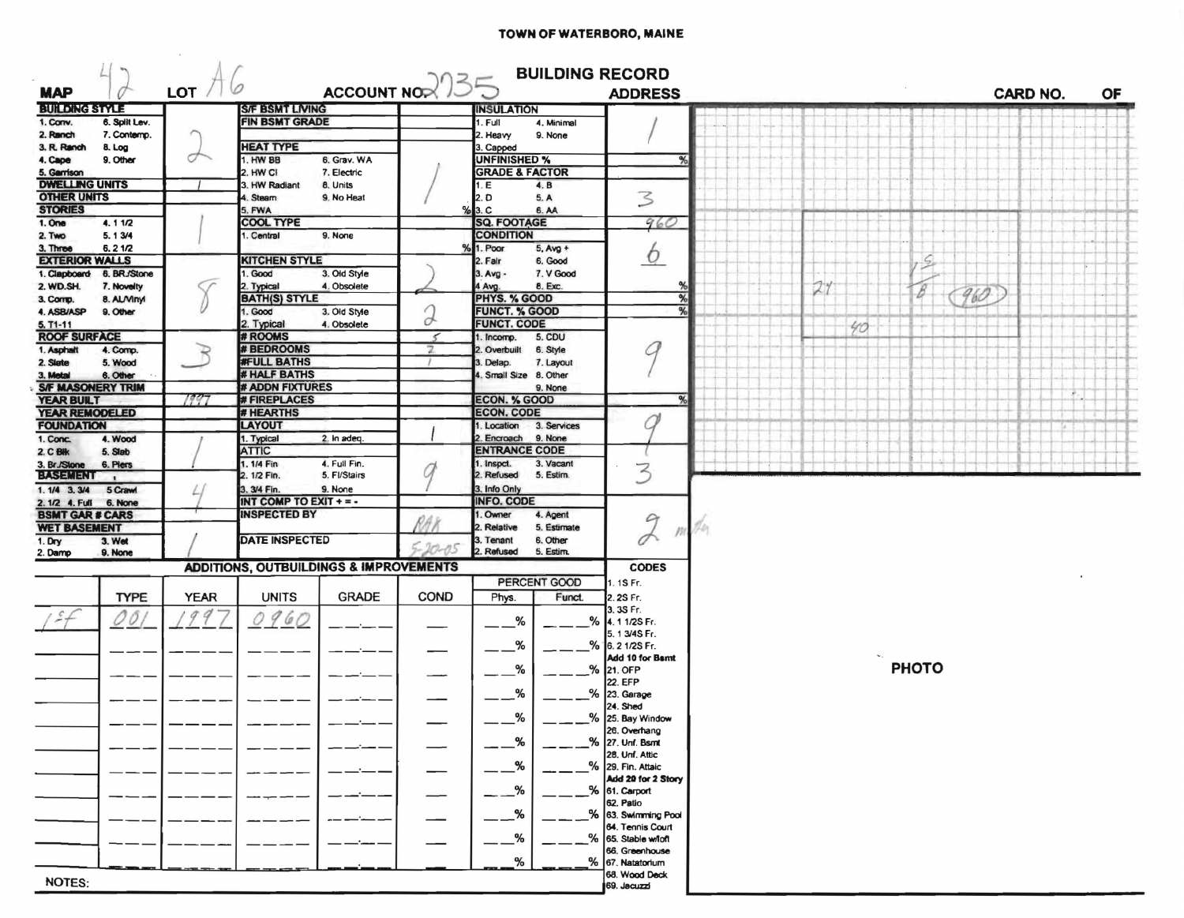TOWN OF WATERBORO, MAINE

# BUILDING RECORD

MAP 42 LOT A6 ACCOUNT NO. 2735 ADDRESS CARD NO. OF

| | | | | | |
|---|---|---|---|---|---|
| **BUILDING STYLE** 1. Conv. 6. Split Lev. 2. Ranch 7. Contemp. 3. R. Ranch 8. Log 4. Cape 9. Other 5. Garrison | 2 | **S/F BSMT LIVING** | | **INSULATION** 1. Full 4. Minimal 2. Heavy 9. None 3. Capped | 1 |
| **DWELLING UNITS** | 1 | **FIN BSMT GRADE** | | **UNFINISHED %** | % |
| **OTHER UNITS** | | **HEAT TYPE** 1. HW BB 6. Grav. WA 2. HW CI 7. Electric 3. HW Radiant 8. Units 4. Steam 9. No Heat 5. FWA | 1 % | **GRADE & FACTOR** 1. E 4. B 2. D 5. A 3. C 6. AA | 3 |
| **STORIES** 1. One 4. 1 1/2 2. Two 5. 1 3/4 3. Three 6. 2 1/2 | 1 | **COOL TYPE** 1. Central 9. None | % | **SQ. FOOTAGE** | 960 |
| **EXTERIOR WALLS** 1. Clapboard 6. BR./Stone 2. WD.SH. 7. Novelty 3. Comp. 8. AL/Vinyl 4. ASB/ASP 9. Other 5. T1-11 | 8 | **KITCHEN STYLE** 1. Good 3. Old Style 2. Typical 4. Obsolete | 2 | **CONDITION** 1. Poor 5. Avg + 2. Fair 6. Good 3. Avg - 7. V Good 4. Avg. 8. Exc. | 6 % |
| | | **BATH(S) STYLE** 1. Good 3. Old Style 2. Typical 4. Obsolete | 2 | **PHYS. % GOOD** | % |
| | | | | **FUNCT. % GOOD** | % |
| **ROOF SURFACE** 1. Asphalt 4. Comp. 2. Slate 5. Wood 3. Metal 6. Other | 3 | **# ROOMS** | 5 | **FUNCT. CODE** 1. Incomp. 5. CDU 2. Overbuilt 6. Style 3. Delap. 7. Layout 4. Small Size 8. Other 9. None | 9 |
| | | **# BEDROOMS** | 2 | | |
| | | **#FULL BATHS** | 1 | | |
| | | **# HALF BATHS** | | | |
| **S/F MASONERY TRIM** | | **# ADDN FIXTURES** | | | |
| **YEAR BUILT** | 1997 | **# FIREPLACES** | | **ECON. % GOOD** | % |
| **YEAR REMODELED** | | **# HEARTHS** | | **ECON. CODE** 1. Location 3. Services 2. Encroach 9. None | 9 |
| **FOUNDATION** 1. Conc. 4. Wood 2. C Blk 5. Slab 3. Br./Stone 6. Piers | 1 | **LAYOUT** 1. Typical 2. In adeq. | 1 | | |
| **BASEMENT** 1. 1/4 3. 3/4 5 Crawl 2. 1/2 4. Full 6. None | 4 | **ATTIC** 1. 1/4 Fin 4. Full Fin. 2. 1/2 Fin. 5. Fl/Stairs 3. 3/4 Fin. 9. None | 9 | **ENTRANCE CODE** 1. Inspct. 3. Vacant 2. Refused 5. Estim. 3. Info Only | 3 |
| **BSMT GAR # CARS** | | **INT COMP TO EXIT + = -** | | **INFO. CODE** 1. Owner 4. Agent 2. Relative 5. Estimate 3. Tenant 6. Other 2. Refused 5. Estim. | 2 |
| **WET BASEMENT** 1. Dry 3. Wet 2. Damp 9. None | 1 | **INSPECTED BY** | RAK | | |
| | | **DATE INSPECTED** | 5-20-05 | | |

## ADDITIONS, OUTBUILDINGS & IMPROVEMENTS

| | TYPE | YEAR | UNITS | GRADE | COND | PERCENT GOOD Phys. | Funct. |
|---|---|---|---|---|---|---|---|
| 1sF | 001 | 1997 | 0960 | | | % | % |
| | | | | | | % | % |
| | | | | | | % | % |
| | | | | | | % | % |
| | | | | | | % | % |
| | | | | | | % | % |
| | | | | | | % | % |
| | | | | | | % | % |
| | | | | | | % | % |
| | | | | | | % | % |
| | | | | | | % | % |

**CODES**
1. 1S Fr.
2. 2S Fr.
3. 3S Fr.
4. 1 1/2S Fr.
5. 1 3/4S Fr.
6. 2 1/2S Fr.

Add 10 for Bsmt

21. OFP
22. EFP
23. Garage
24. Shed
25. Bay Window
26. Overhang
27. Unf. Bsmt
28. Unf. Attic
29. Fin. Attaic

Add 20 for 2 Story

61. Carport
62. Patio
63. Swimming Pool
64. Tennis Court
65. Stable w/loft
66. Greenhouse
67. Natatorium
68. Wood Deck
69. Jacuzzi

NOTES:

24
40
1S/B
960

PHOTO